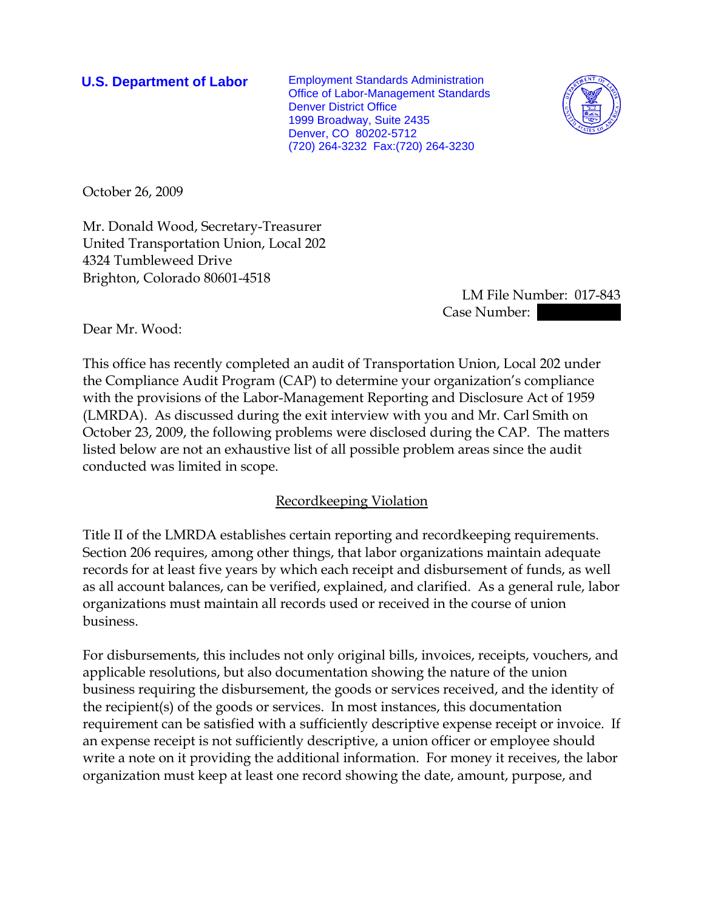**U.S. Department of Labor**

Employment Standards Administration
Office of Labor-Management Standards
Denver District Office
1999 Broadway, Suite 2435
Denver, CO 80202-5712
(720) 264-3232 Fax:(720) 264-3230

October 26, 2009

Mr. Donald Wood, Secretary-Treasurer
United Transportation Union, Local 202
4324 Tumbleweed Drive
Brighton, Colorado 80601-4518

LM File Number: 017-843
Case Number:

Dear Mr. Wood:

This office has recently completed an audit of Transportation Union, Local 202 under the Compliance Audit Program (CAP) to determine your organization's compliance with the provisions of the Labor-Management Reporting and Disclosure Act of 1959 (LMRDA). As discussed during the exit interview with you and Mr. Carl Smith on October 23, 2009, the following problems were disclosed during the CAP. The matters listed below are not an exhaustive list of all possible problem areas since the audit conducted was limited in scope.

## Recordkeeping Violation

Title II of the LMRDA establishes certain reporting and recordkeeping requirements. Section 206 requires, among other things, that labor organizations maintain adequate records for at least five years by which each receipt and disbursement of funds, as well as all account balances, can be verified, explained, and clarified. As a general rule, labor organizations must maintain all records used or received in the course of union business.

For disbursements, this includes not only original bills, invoices, receipts, vouchers, and applicable resolutions, but also documentation showing the nature of the union business requiring the disbursement, the goods or services received, and the identity of the recipient(s) of the goods or services. In most instances, this documentation requirement can be satisfied with a sufficiently descriptive expense receipt or invoice. If an expense receipt is not sufficiently descriptive, a union officer or employee should write a note on it providing the additional information. For money it receives, the labor organization must keep at least one record showing the date, amount, purpose, and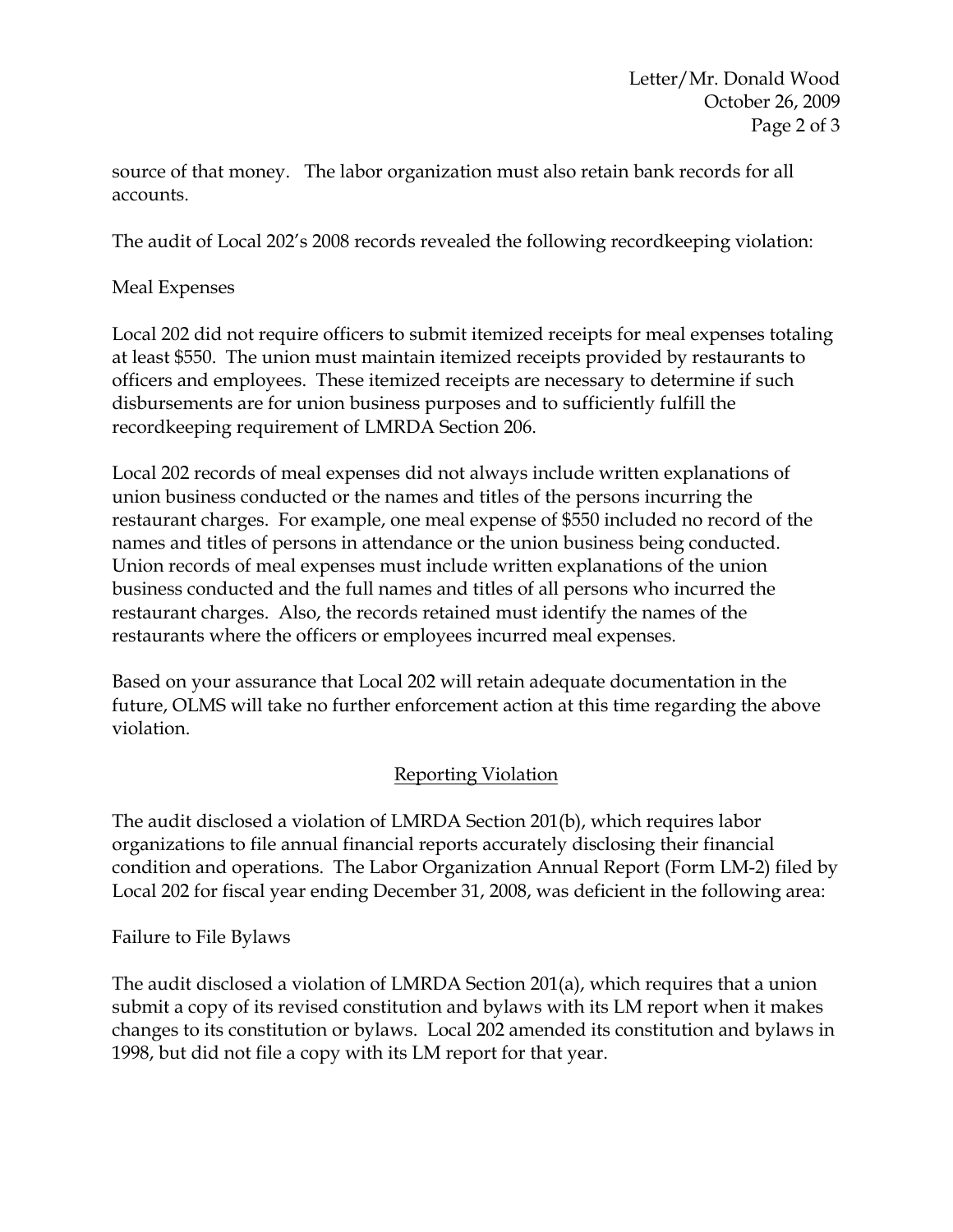source of that money. The labor organization must also retain bank records for all accounts.

The audit of Local 202's 2008 records revealed the following recordkeeping violation:

Meal Expenses

Local 202 did not require officers to submit itemized receipts for meal expenses totaling at least $550. The union must maintain itemized receipts provided by restaurants to officers and employees. These itemized receipts are necessary to determine if such disbursements are for union business purposes and to sufficiently fulfill the recordkeeping requirement of LMRDA Section 206.

Local 202 records of meal expenses did not always include written explanations of union business conducted or the names and titles of the persons incurring the restaurant charges. For example, one meal expense of $550 included no record of the names and titles of persons in attendance or the union business being conducted. Union records of meal expenses must include written explanations of the union business conducted and the full names and titles of all persons who incurred the restaurant charges. Also, the records retained must identify the names of the restaurants where the officers or employees incurred meal expenses.

Based on your assurance that Local 202 will retain adequate documentation in the future, OLMS will take no further enforcement action at this time regarding the above violation.

## Reporting Violation

The audit disclosed a violation of LMRDA Section 201(b), which requires labor organizations to file annual financial reports accurately disclosing their financial condition and operations. The Labor Organization Annual Report (Form LM-2) filed by Local 202 for fiscal year ending December 31, 2008, was deficient in the following area:

Failure to File Bylaws

The audit disclosed a violation of LMRDA Section 201(a), which requires that a union submit a copy of its revised constitution and bylaws with its LM report when it makes changes to its constitution or bylaws. Local 202 amended its constitution and bylaws in 1998, but did not file a copy with its LM report for that year.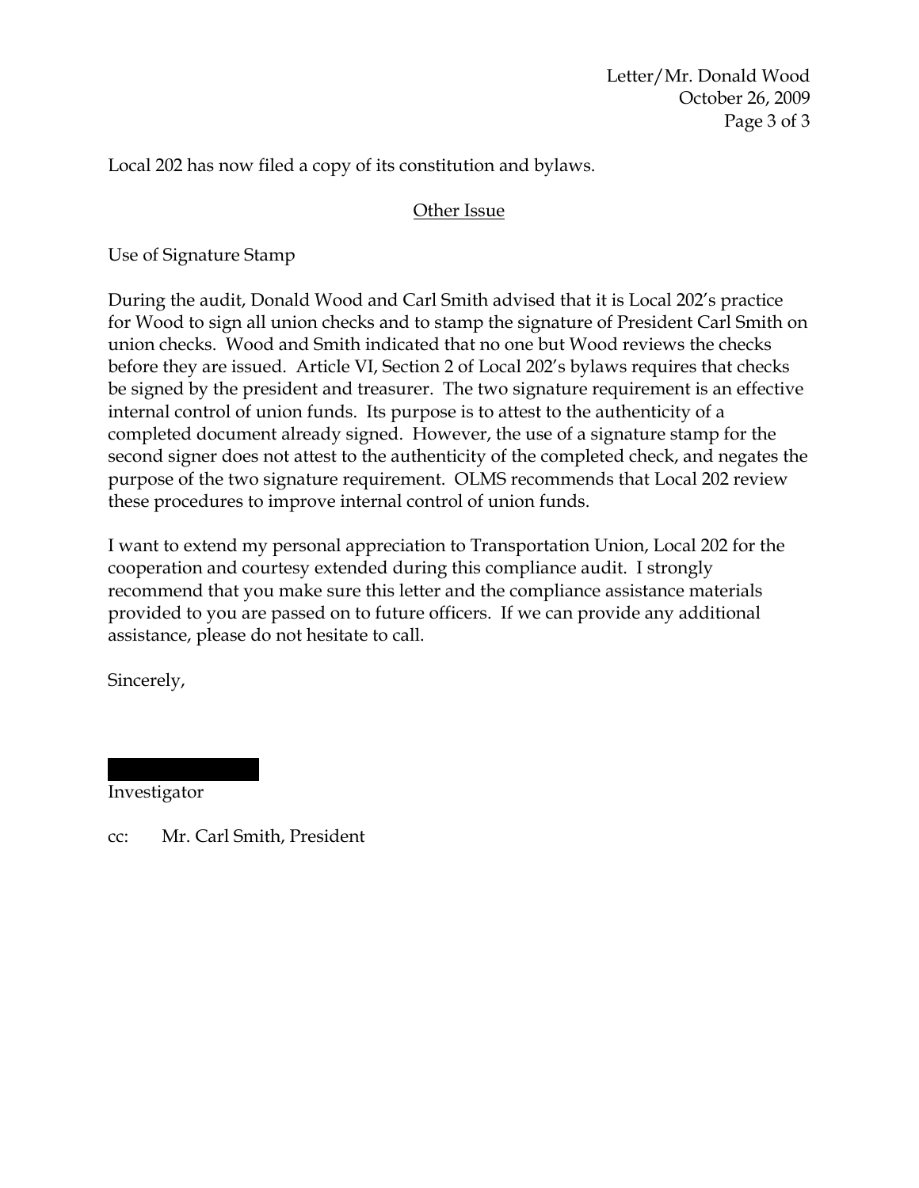Local 202 has now filed a copy of its constitution and bylaws.

## Other Issue

Use of Signature Stamp

During the audit, Donald Wood and Carl Smith advised that it is Local 202's practice for Wood to sign all union checks and to stamp the signature of President Carl Smith on union checks. Wood and Smith indicated that no one but Wood reviews the checks before they are issued. Article VI, Section 2 of Local 202's bylaws requires that checks be signed by the president and treasurer. The two signature requirement is an effective internal control of union funds. Its purpose is to attest to the authenticity of a completed document already signed. However, the use of a signature stamp for the second signer does not attest to the authenticity of the completed check, and negates the purpose of the two signature requirement. OLMS recommends that Local 202 review these procedures to improve internal control of union funds.

I want to extend my personal appreciation to Transportation Union, Local 202 for the cooperation and courtesy extended during this compliance audit. I strongly recommend that you make sure this letter and the compliance assistance materials provided to you are passed on to future officers. If we can provide any additional assistance, please do not hesitate to call.

Sincerely,

Investigator

cc: Mr. Carl Smith, President